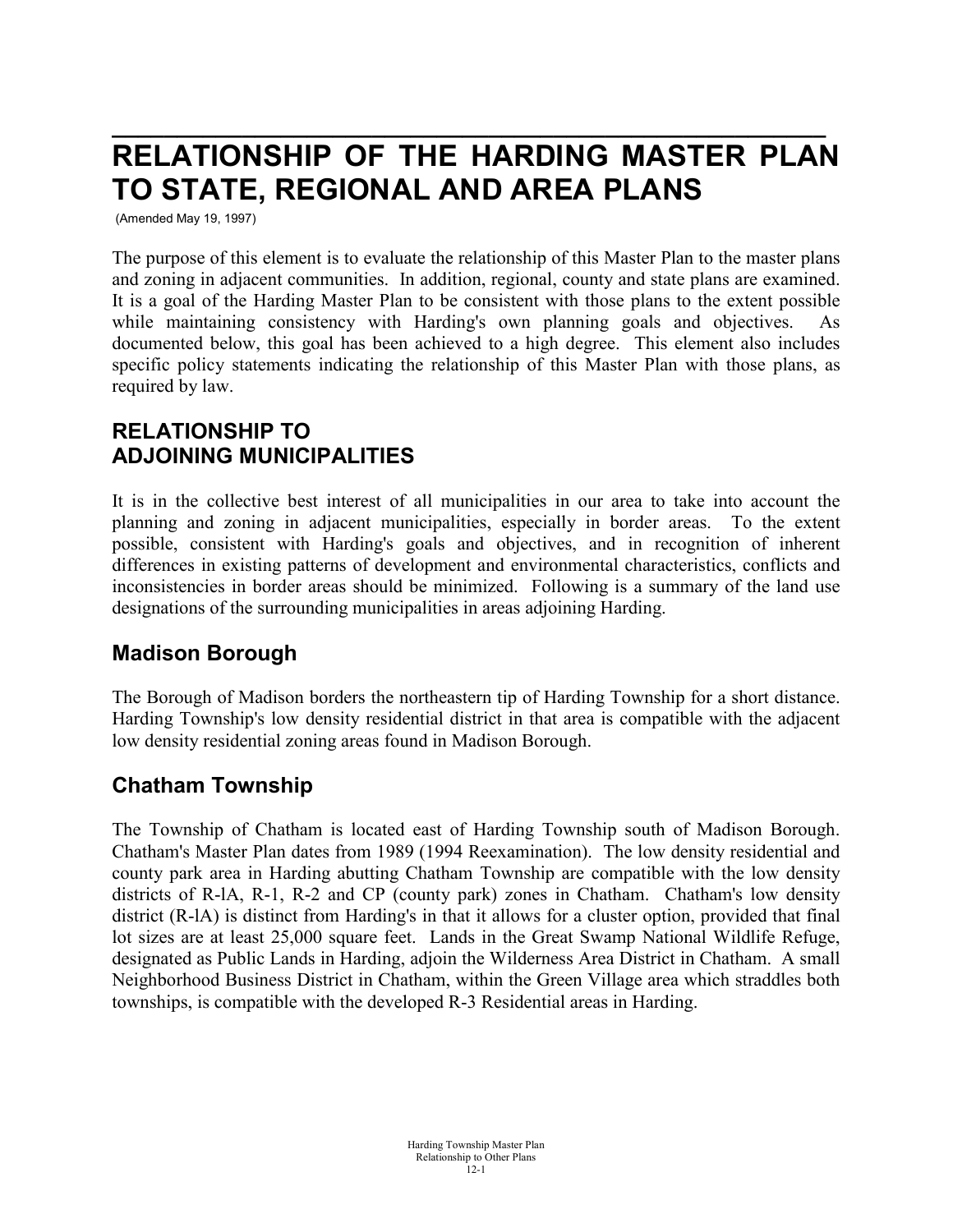# RELATIONSHIP OF THE HARDING MASTER PLAN TO STATE, REGIONAL AND AREA PLANS

(Amended May 19, 1997)

The purpose of this element is to evaluate the relationship of this Master Plan to the master plans and zoning in adjacent communities. In addition, regional, county and state plans are examined. It is a goal of the Harding Master Plan to be consistent with those plans to the extent possible while maintaining consistency with Harding's own planning goals and objectives. As documented below, this goal has been achieved to a high degree. This element also includes specific policy statements indicating the relationship of this Master Plan with those plans, as required by law.

## RELATIONSHIP TO ADJOINING MUNICIPALITIES

It is in the collective best interest of all municipalities in our area to take into account the planning and zoning in adjacent municipalities, especially in border areas. To the extent possible, consistent with Harding's goals and objectives, and in recognition of inherent differences in existing patterns of development and environmental characteristics, conflicts and inconsistencies in border areas should be minimized. Following is a summary of the land use designations of the surrounding municipalities in areas adjoining Harding.

### Madison Borough

The Borough of Madison borders the northeastern tip of Harding Township for a short distance. Harding Township's low density residential district in that area is compatible with the adjacent low density residential zoning areas found in Madison Borough.

### Chatham Township

The Township of Chatham is located east of Harding Township south of Madison Borough. Chatham's Master Plan dates from 1989 (1994 Reexamination). The low density residential and county park area in Harding abutting Chatham Township are compatible with the low density districts of R-lA, R-1, R-2 and CP (county park) zones in Chatham. Chatham's low density district (R-lA) is distinct from Harding's in that it allows for a cluster option, provided that final lot sizes are at least 25,000 square feet. Lands in the Great Swamp National Wildlife Refuge, designated as Public Lands in Harding, adjoin the Wilderness Area District in Chatham. A small Neighborhood Business District in Chatham, within the Green Village area which straddles both townships, is compatible with the developed R-3 Residential areas in Harding.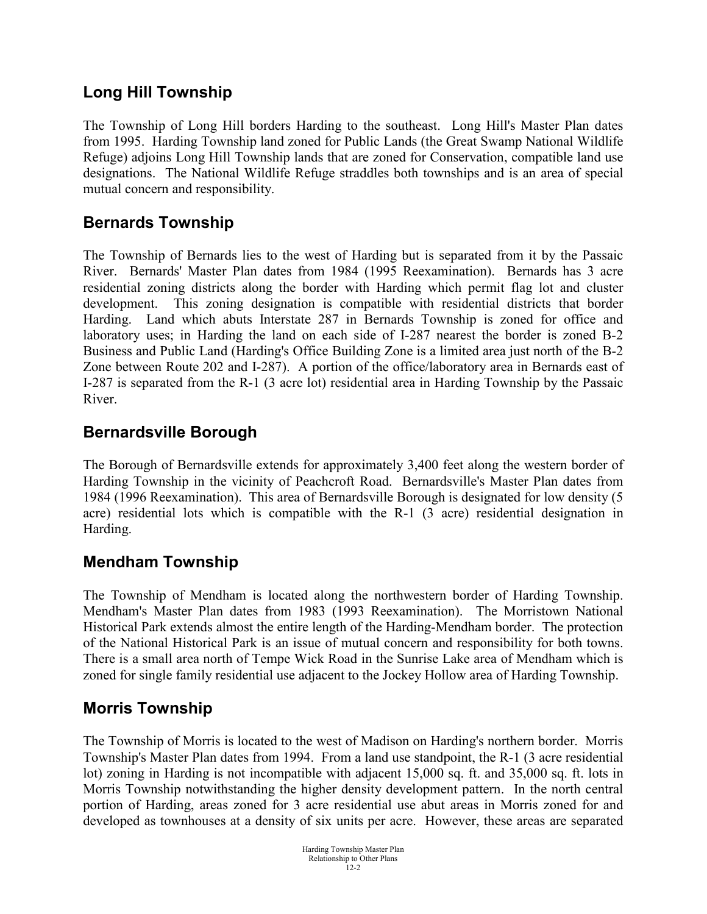## Long Hill Township

The Township of Long Hill borders Harding to the southeast. Long Hill's Master Plan dates from 1995. Harding Township land zoned for Public Lands (the Great Swamp National Wildlife Refuge) adjoins Long Hill Township lands that are zoned for Conservation, compatible land use designations. The National Wildlife Refuge straddles both townships and is an area of special mutual concern and responsibility.

## Bernards Township

The Township of Bernards lies to the west of Harding but is separated from it by the Passaic River. Bernards' Master Plan dates from 1984 (1995 Reexamination). Bernards has 3 acre residential zoning districts along the border with Harding which permit flag lot and cluster development. This zoning designation is compatible with residential districts that border Harding. Land which abuts Interstate 287 in Bernards Township is zoned for office and laboratory uses; in Harding the land on each side of I-287 nearest the border is zoned B-2 Business and Public Land (Harding's Office Building Zone is a limited area just north of the B-2 Zone between Route 202 and I-287). A portion of the office/laboratory area in Bernards east of I-287 is separated from the R-1 (3 acre lot) residential area in Harding Township by the Passaic River.

## Bernardsville Borough

The Borough of Bernardsville extends for approximately 3,400 feet along the western border of Harding Township in the vicinity of Peachcroft Road. Bernardsville's Master Plan dates from 1984 (1996 Reexamination). This area of Bernardsville Borough is designated for low density (5 acre) residential lots which is compatible with the R-1 (3 acre) residential designation in Harding.

## Mendham Township

The Township of Mendham is located along the northwestern border of Harding Township. Mendham's Master Plan dates from 1983 (1993 Reexamination). The Morristown National Historical Park extends almost the entire length of the Harding-Mendham border. The protection of the National Historical Park is an issue of mutual concern and responsibility for both towns. There is a small area north of Tempe Wick Road in the Sunrise Lake area of Mendham which is zoned for single family residential use adjacent to the Jockey Hollow area of Harding Township.

## Morris Township

The Township of Morris is located to the west of Madison on Harding's northern border. Morris Township's Master Plan dates from 1994. From a land use standpoint, the R-1 (3 acre residential lot) zoning in Harding is not incompatible with adjacent 15,000 sq. ft. and 35,000 sq. ft. lots in Morris Township notwithstanding the higher density development pattern. In the north central portion of Harding, areas zoned for 3 acre residential use abut areas in Morris zoned for and developed as townhouses at a density of six units per acre. However, these areas are separated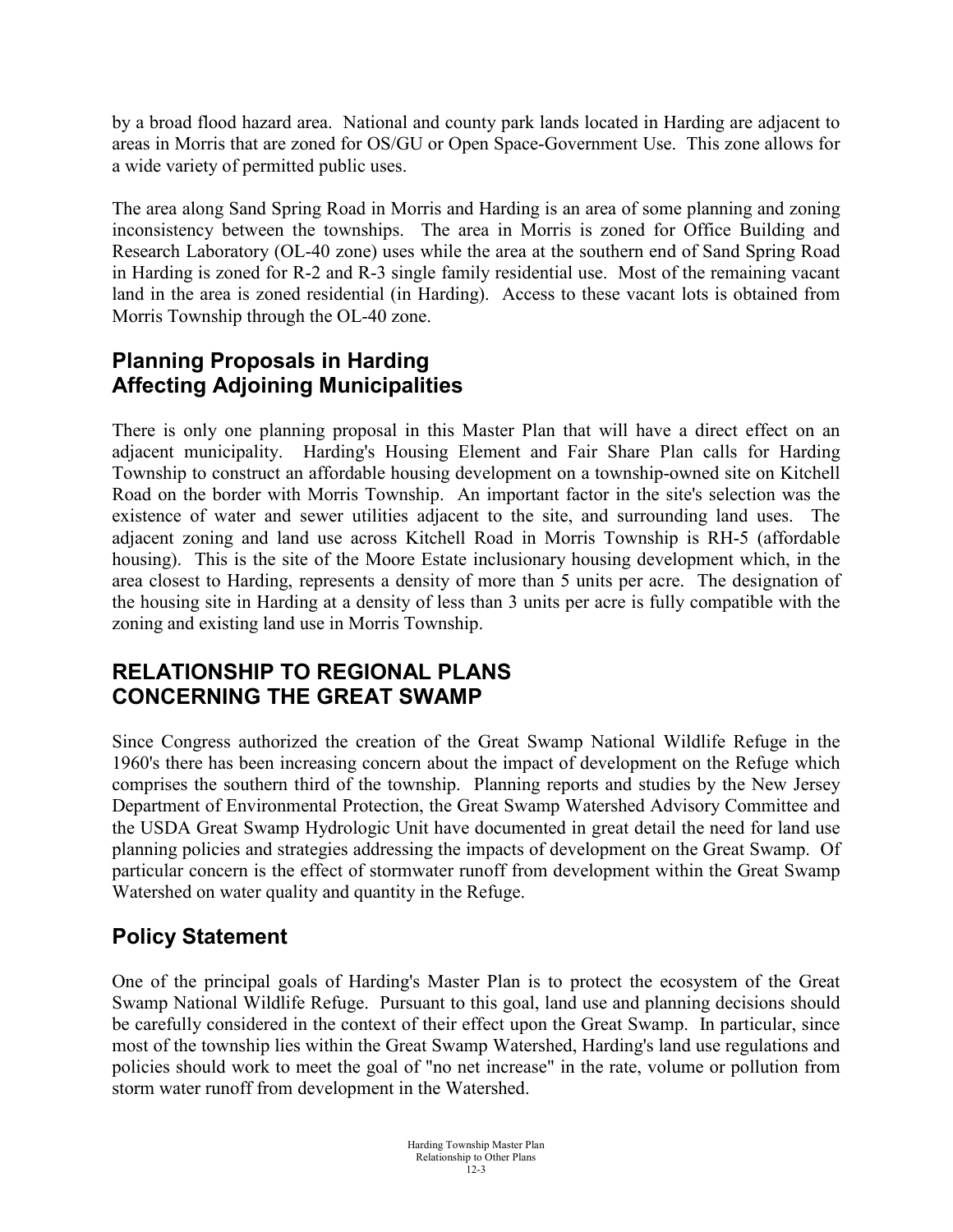by a broad flood hazard area. National and county park lands located in Harding are adjacent to areas in Morris that are zoned for OS/GU or Open Space-Government Use. This zone allows for a wide variety of permitted public uses.

The area along Sand Spring Road in Morris and Harding is an area of some planning and zoning inconsistency between the townships. The area in Morris is zoned for Office Building and Research Laboratory (OL-40 zone) uses while the area at the southern end of Sand Spring Road in Harding is zoned for R-2 and R-3 single family residential use. Most of the remaining vacant land in the area is zoned residential (in Harding). Access to these vacant lots is obtained from Morris Township through the OL-40 zone.

## Planning Proposals in Harding Affecting Adjoining Municipalities

There is only one planning proposal in this Master Plan that will have a direct effect on an adjacent municipality. Harding's Housing Element and Fair Share Plan calls for Harding Township to construct an affordable housing development on a township-owned site on Kitchell Road on the border with Morris Township. An important factor in the site's selection was the existence of water and sewer utilities adjacent to the site, and surrounding land uses. The adjacent zoning and land use across Kitchell Road in Morris Township is RH-5 (affordable housing). This is the site of the Moore Estate inclusionary housing development which, in the area closest to Harding, represents a density of more than 5 units per acre. The designation of the housing site in Harding at a density of less than 3 units per acre is fully compatible with the zoning and existing land use in Morris Township.

# RELATIONSHIP TO REGIONAL PLANS CONCERNING THE GREAT SWAMP

Since Congress authorized the creation of the Great Swamp National Wildlife Refuge in the 1960's there has been increasing concern about the impact of development on the Refuge which comprises the southern third of the township. Planning reports and studies by the New Jersey Department of Environmental Protection, the Great Swamp Watershed Advisory Committee and the USDA Great Swamp Hydrologic Unit have documented in great detail the need for land use planning policies and strategies addressing the impacts of development on the Great Swamp. Of particular concern is the effect of stormwater runoff from development within the Great Swamp Watershed on water quality and quantity in the Refuge.

## Policy Statement

One of the principal goals of Harding's Master Plan is to protect the ecosystem of the Great Swamp National Wildlife Refuge. Pursuant to this goal, land use and planning decisions should be carefully considered in the context of their effect upon the Great Swamp. In particular, since most of the township lies within the Great Swamp Watershed, Harding's land use regulations and policies should work to meet the goal of "no net increase" in the rate, volume or pollution from storm water runoff from development in the Watershed.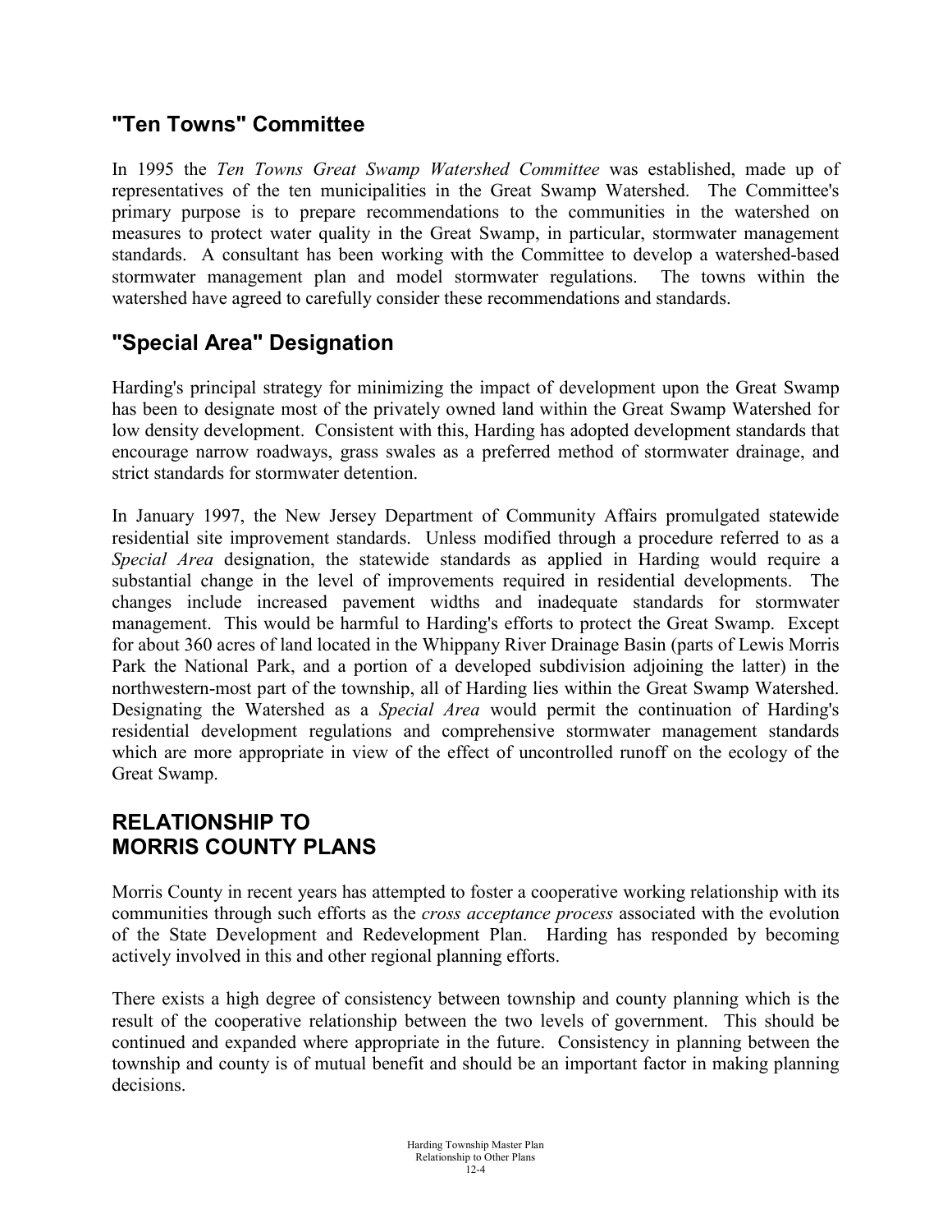## "Ten Towns" Committee

In 1995 the *Ten Towns Great Swamp Watershed Committee* was established, made up of representatives of the ten municipalities in the Great Swamp Watershed. The Committee's primary purpose is to prepare recommendations to the communities in the watershed on measures to protect water quality in the Great Swamp, in particular, stormwater management standards. A consultant has been working with the Committee to develop a watershed-based stormwater management plan and model stormwater regulations. The towns within the watershed have agreed to carefully consider these recommendations and standards.

## "Special Area" Designation

Harding's principal strategy for minimizing the impact of development upon the Great Swamp has been to designate most of the privately owned land within the Great Swamp Watershed for low density development. Consistent with this, Harding has adopted development standards that encourage narrow roadways, grass swales as a preferred method of stormwater drainage, and strict standards for stormwater detention.

In January 1997, the New Jersey Department of Community Affairs promulgated statewide residential site improvement standards. Unless modified through a procedure referred to as a *Special Area* designation, the statewide standards as applied in Harding would require a substantial change in the level of improvements required in residential developments. The changes include increased pavement widths and inadequate standards for stormwater management. This would be harmful to Harding's efforts to protect the Great Swamp. Except for about 360 acres of land located in the Whippany River Drainage Basin (parts of Lewis Morris Park the National Park, and a portion of a developed subdivision adjoining the latter) in the northwestern-most part of the township, all of Harding lies within the Great Swamp Watershed. Designating the Watershed as a *Special Area* would permit the continuation of Harding's residential development regulations and comprehensive stormwater management standards which are more appropriate in view of the effect of uncontrolled runoff on the ecology of the Great Swamp.

# RELATIONSHIP TO MORRIS COUNTY PLANS

Morris County in recent years has attempted to foster a cooperative working relationship with its communities through such efforts as the *cross acceptance process* associated with the evolution of the State Development and Redevelopment Plan. Harding has responded by becoming actively involved in this and other regional planning efforts.

There exists a high degree of consistency between township and county planning which is the result of the cooperative relationship between the two levels of government. This should be continued and expanded where appropriate in the future. Consistency in planning between the township and county is of mutual benefit and should be an important factor in making planning decisions.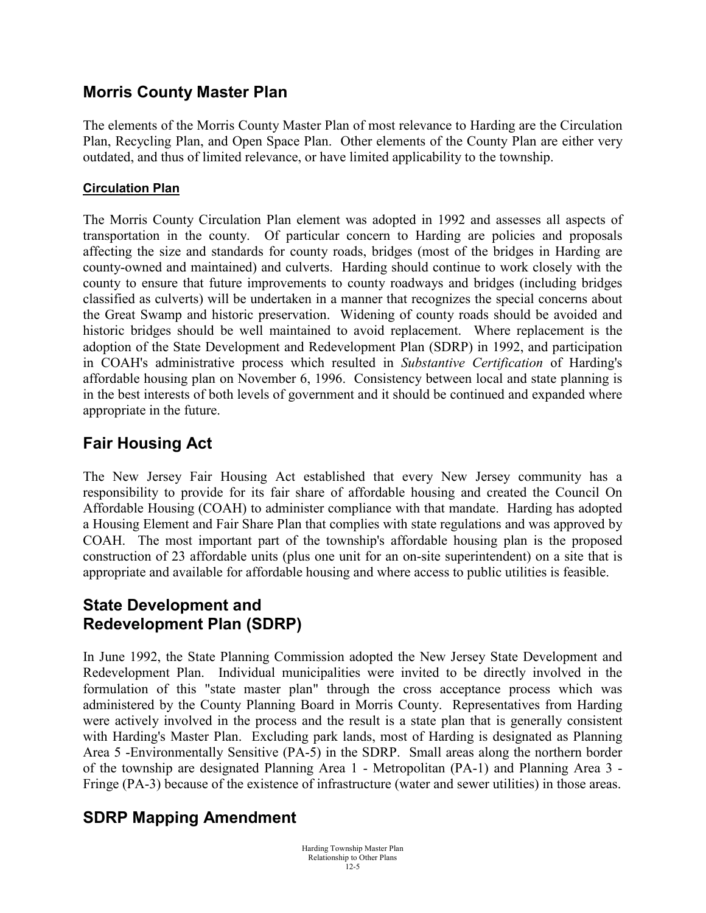## Morris County Master Plan

The elements of the Morris County Master Plan of most relevance to Harding are the Circulation Plan, Recycling Plan, and Open Space Plan. Other elements of the County Plan are either very outdated, and thus of limited relevance, or have limited applicability to the township.

#### Circulation Plan

The Morris County Circulation Plan element was adopted in 1992 and assesses all aspects of transportation in the county. Of particular concern to Harding are policies and proposals affecting the size and standards for county roads, bridges (most of the bridges in Harding are county-owned and maintained) and culverts. Harding should continue to work closely with the county to ensure that future improvements to county roadways and bridges (including bridges classified as culverts) will be undertaken in a manner that recognizes the special concerns about the Great Swamp and historic preservation. Widening of county roads should be avoided and historic bridges should be well maintained to avoid replacement. Where replacement is the adoption of the State Development and Redevelopment Plan (SDRP) in 1992, and participation in COAH's administrative process which resulted in *Substantive Certification* of Harding's affordable housing plan on November 6, 1996. Consistency between local and state planning is in the best interests of both levels of government and it should be continued and expanded where appropriate in the future.

## Fair Housing Act

The New Jersey Fair Housing Act established that every New Jersey community has a responsibility to provide for its fair share of affordable housing and created the Council On Affordable Housing (COAH) to administer compliance with that mandate. Harding has adopted a Housing Element and Fair Share Plan that complies with state regulations and was approved by COAH. The most important part of the township's affordable housing plan is the proposed construction of 23 affordable units (plus one unit for an on-site superintendent) on a site that is appropriate and available for affordable housing and where access to public utilities is feasible.

## State Development and Redevelopment Plan (SDRP)

In June 1992, the State Planning Commission adopted the New Jersey State Development and Redevelopment Plan. Individual municipalities were invited to be directly involved in the formulation of this "state master plan" through the cross acceptance process which was administered by the County Planning Board in Morris County. Representatives from Harding were actively involved in the process and the result is a state plan that is generally consistent with Harding's Master Plan. Excluding park lands, most of Harding is designated as Planning Area 5 -Environmentally Sensitive (PA-5) in the SDRP. Small areas along the northern border of the township are designated Planning Area 1 - Metropolitan (PA-1) and Planning Area 3 - Fringe (PA-3) because of the existence of infrastructure (water and sewer utilities) in those areas.

## SDRP Mapping Amendment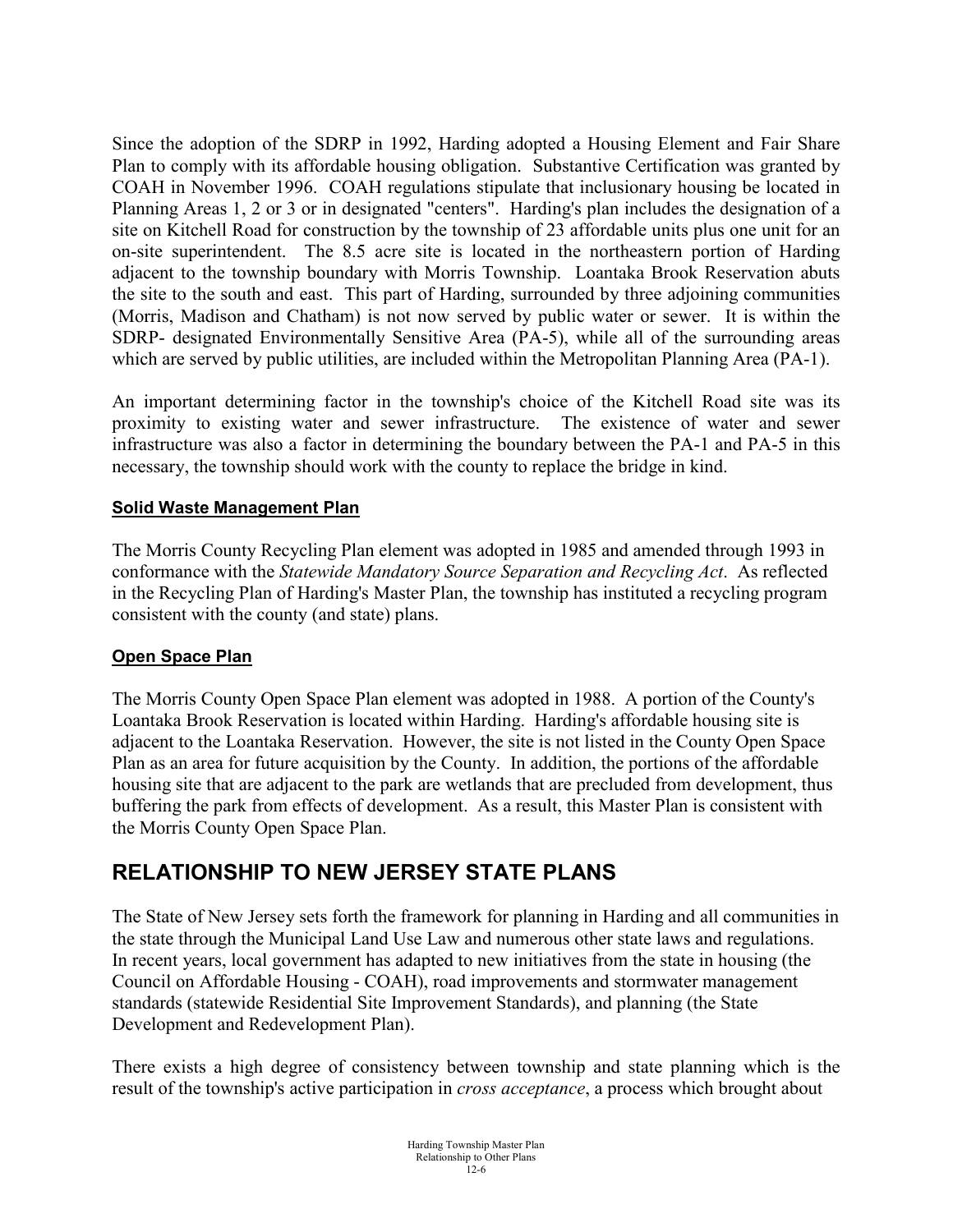Since the adoption of the SDRP in 1992, Harding adopted a Housing Element and Fair Share Plan to comply with its affordable housing obligation. Substantive Certification was granted by COAH in November 1996. COAH regulations stipulate that inclusionary housing be located in Planning Areas 1, 2 or 3 or in designated "centers". Harding's plan includes the designation of a site on Kitchell Road for construction by the township of 23 affordable units plus one unit for an on-site superintendent. The 8.5 acre site is located in the northeastern portion of Harding adjacent to the township boundary with Morris Township. Loantaka Brook Reservation abuts the site to the south and east. This part of Harding, surrounded by three adjoining communities (Morris, Madison and Chatham) is not now served by public water or sewer. It is within the SDRP- designated Environmentally Sensitive Area (PA-5), while all of the surrounding areas which are served by public utilities, are included within the Metropolitan Planning Area (PA-1).

An important determining factor in the township's choice of the Kitchell Road site was its proximity to existing water and sewer infrastructure. The existence of water and sewer infrastructure was also a factor in determining the boundary between the PA-1 and PA-5 in this necessary, the township should work with the county to replace the bridge in kind.

**Solid Waste Management Plan**

The Morris County Recycling Plan element was adopted in 1985 and amended through 1993 in conformance with the *Statewide Mandatory Source Separation and Recycling Act*. As reflected in the Recycling Plan of Harding's Master Plan, the township has instituted a recycling program consistent with the county (and state) plans.

**Open Space Plan**

The Morris County Open Space Plan element was adopted in 1988. A portion of the County's Loantaka Brook Reservation is located within Harding. Harding's affordable housing site is adjacent to the Loantaka Reservation. However, the site is not listed in the County Open Space Plan as an area for future acquisition by the County. In addition, the portions of the affordable housing site that are adjacent to the park are wetlands that are precluded from development, thus buffering the park from effects of development. As a result, this Master Plan is consistent with the Morris County Open Space Plan.

## RELATIONSHIP TO NEW JERSEY STATE PLANS

The State of New Jersey sets forth the framework for planning in Harding and all communities in the state through the Municipal Land Use Law and numerous other state laws and regulations. In recent years, local government has adapted to new initiatives from the state in housing (the Council on Affordable Housing - COAH), road improvements and stormwater management standards (statewide Residential Site Improvement Standards), and planning (the State Development and Redevelopment Plan).

There exists a high degree of consistency between township and state planning which is the result of the township's active participation in *cross acceptance*, a process which brought about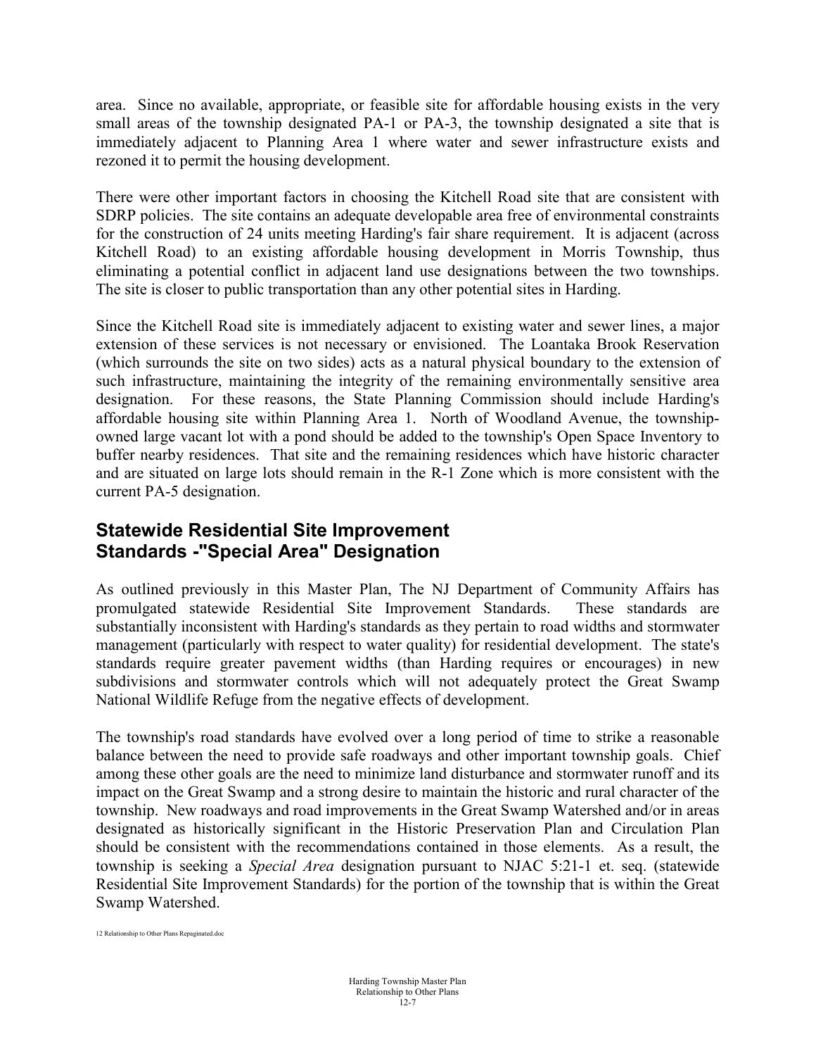area. Since no available, appropriate, or feasible site for affordable housing exists in the very small areas of the township designated PA-1 or PA-3, the township designated a site that is immediately adjacent to Planning Area 1 where water and sewer infrastructure exists and rezoned it to permit the housing development.

There were other important factors in choosing the Kitchell Road site that are consistent with SDRP policies. The site contains an adequate developable area free of environmental constraints for the construction of 24 units meeting Harding's fair share requirement. It is adjacent (across Kitchell Road) to an existing affordable housing development in Morris Township, thus eliminating a potential conflict in adjacent land use designations between the two townships. The site is closer to public transportation than any other potential sites in Harding.

Since the Kitchell Road site is immediately adjacent to existing water and sewer lines, a major extension of these services is not necessary or envisioned. The Loantaka Brook Reservation (which surrounds the site on two sides) acts as a natural physical boundary to the extension of such infrastructure, maintaining the integrity of the remaining environmentally sensitive area designation. For these reasons, the State Planning Commission should include Harding's affordable housing site within Planning Area 1. North of Woodland Avenue, the township-owned large vacant lot with a pond should be added to the township's Open Space Inventory to buffer nearby residences. That site and the remaining residences which have historic character and are situated on large lots should remain in the R-1 Zone which is more consistent with the current PA-5 designation.

## Statewide Residential Site Improvement Standards -"Special Area" Designation

As outlined previously in this Master Plan, The NJ Department of Community Affairs has promulgated statewide Residential Site Improvement Standards. These standards are substantially inconsistent with Harding's standards as they pertain to road widths and stormwater management (particularly with respect to water quality) for residential development. The state's standards require greater pavement widths (than Harding requires or encourages) in new subdivisions and stormwater controls which will not adequately protect the Great Swamp National Wildlife Refuge from the negative effects of development.

The township's road standards have evolved over a long period of time to strike a reasonable balance between the need to provide safe roadways and other important township goals. Chief among these other goals are the need to minimize land disturbance and stormwater runoff and its impact on the Great Swamp and a strong desire to maintain the historic and rural character of the township. New roadways and road improvements in the Great Swamp Watershed and/or in areas designated as historically significant in the Historic Preservation Plan and Circulation Plan should be consistent with the recommendations contained in those elements. As a result, the township is seeking a *Special Area* designation pursuant to NJAC 5:21-1 et. seq. (statewide Residential Site Improvement Standards) for the portion of the township that is within the Great Swamp Watershed.